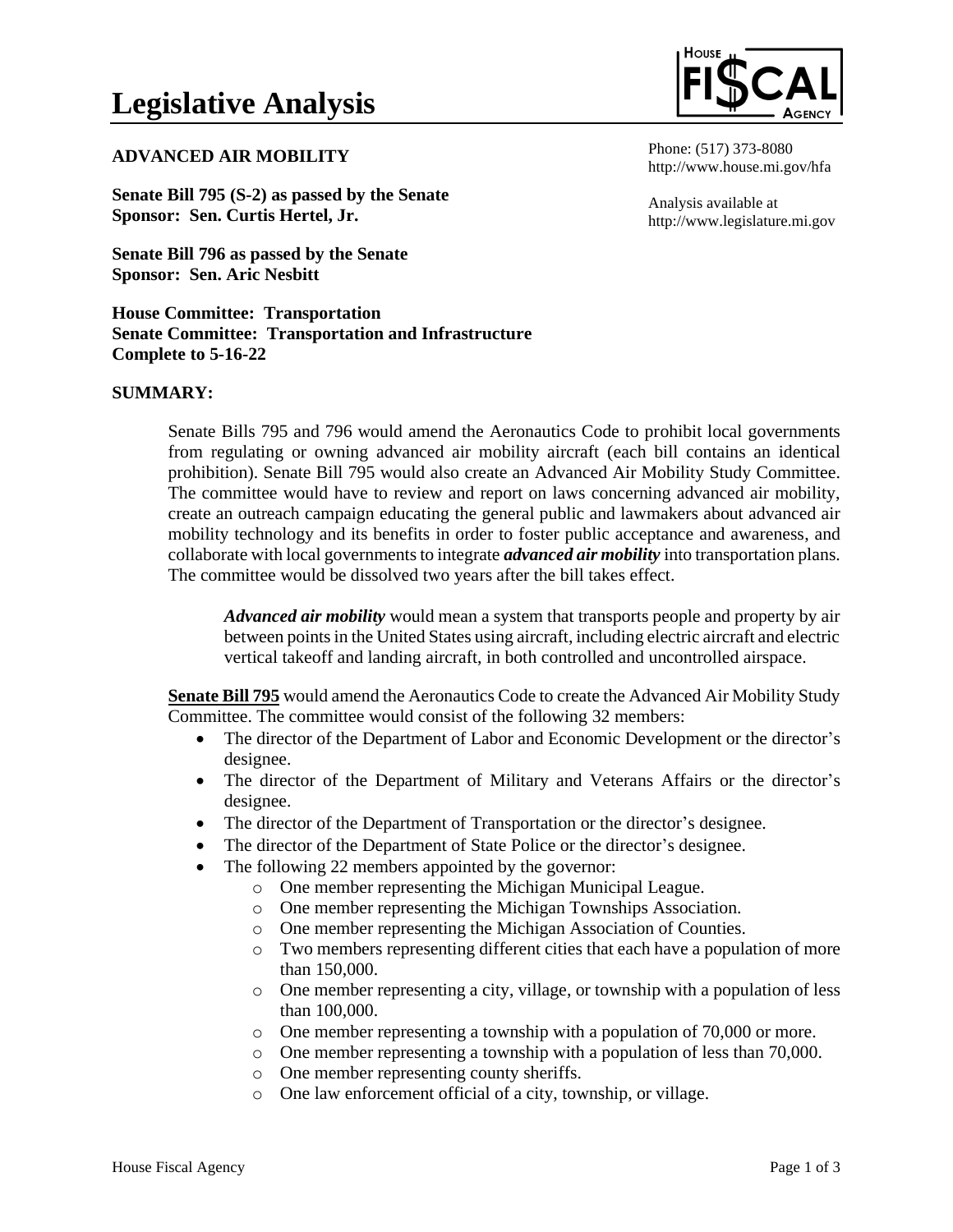# Legislative Analysis

HOUSE FISCAL AGENCY

Phone: (517) 373-8080
http://www.house.mi.gov/hfa

Analysis available at
http://www.legislature.mi.gov

**ADVANCED AIR MOBILITY**

**Senate Bill 795 (S-2) as passed by the Senate**
**Sponsor: Sen. Curtis Hertel, Jr.**

**Senate Bill 796 as passed by the Senate**
**Sponsor: Sen. Aric Nesbitt**

**House Committee: Transportation**
**Senate Committee: Transportation and Infrastructure**
**Complete to 5-16-22**

## SUMMARY:

Senate Bills 795 and 796 would amend the Aeronautics Code to prohibit local governments from regulating or owning advanced air mobility aircraft (each bill contains an identical prohibition). Senate Bill 795 would also create an Advanced Air Mobility Study Committee. The committee would have to review and report on laws concerning advanced air mobility, create an outreach campaign educating the general public and lawmakers about advanced air mobility technology and its benefits in order to foster public acceptance and awareness, and collaborate with local governments to integrate ***advanced air mobility*** into transportation plans. The committee would be dissolved two years after the bill takes effect.

> ***Advanced air mobility*** would mean a system that transports people and property by air between points in the United States using aircraft, including electric aircraft and electric vertical takeoff and landing aircraft, in both controlled and uncontrolled airspace.

**Senate Bill 795** would amend the Aeronautics Code to create the Advanced Air Mobility Study Committee. The committee would consist of the following 32 members:

- The director of the Department of Labor and Economic Development or the director's designee.
- The director of the Department of Military and Veterans Affairs or the director's designee.
- The director of the Department of Transportation or the director's designee.
- The director of the Department of State Police or the director's designee.
- The following 22 members appointed by the governor:
  - One member representing the Michigan Municipal League.
  - One member representing the Michigan Townships Association.
  - One member representing the Michigan Association of Counties.
  - Two members representing different cities that each have a population of more than 150,000.
  - One member representing a city, village, or township with a population of less than 100,000.
  - One member representing a township with a population of 70,000 or more.
  - One member representing a township with a population of less than 70,000.
  - One member representing county sheriffs.
  - One law enforcement official of a city, township, or village.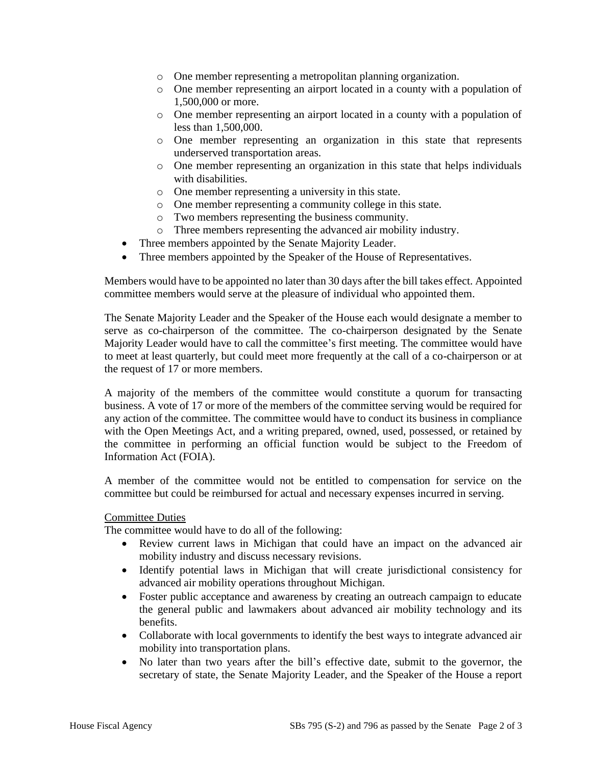- One member representing a metropolitan planning organization.
  - One member representing an airport located in a county with a population of 1,500,000 or more.
  - One member representing an airport located in a county with a population of less than 1,500,000.
  - One member representing an organization in this state that represents underserved transportation areas.
  - One member representing an organization in this state that helps individuals with disabilities.
  - One member representing a university in this state.
  - One member representing a community college in this state.
  - Two members representing the business community.
  - Three members representing the advanced air mobility industry.
- Three members appointed by the Senate Majority Leader.
- Three members appointed by the Speaker of the House of Representatives.

Members would have to be appointed no later than 30 days after the bill takes effect. Appointed committee members would serve at the pleasure of individual who appointed them.

The Senate Majority Leader and the Speaker of the House each would designate a member to serve as co-chairperson of the committee. The co-chairperson designated by the Senate Majority Leader would have to call the committee's first meeting. The committee would have to meet at least quarterly, but could meet more frequently at the call of a co-chairperson or at the request of 17 or more members.

A majority of the members of the committee would constitute a quorum for transacting business. A vote of 17 or more of the members of the committee serving would be required for any action of the committee. The committee would have to conduct its business in compliance with the Open Meetings Act, and a writing prepared, owned, used, possessed, or retained by the committee in performing an official function would be subject to the Freedom of Information Act (FOIA).

A member of the committee would not be entitled to compensation for service on the committee but could be reimbursed for actual and necessary expenses incurred in serving.

<u>Committee Duties</u>

The committee would have to do all of the following:

- Review current laws in Michigan that could have an impact on the advanced air mobility industry and discuss necessary revisions.
- Identify potential laws in Michigan that will create jurisdictional consistency for advanced air mobility operations throughout Michigan.
- Foster public acceptance and awareness by creating an outreach campaign to educate the general public and lawmakers about advanced air mobility technology and its benefits.
- Collaborate with local governments to identify the best ways to integrate advanced air mobility into transportation plans.
- No later than two years after the bill's effective date, submit to the governor, the secretary of state, the Senate Majority Leader, and the Speaker of the House a report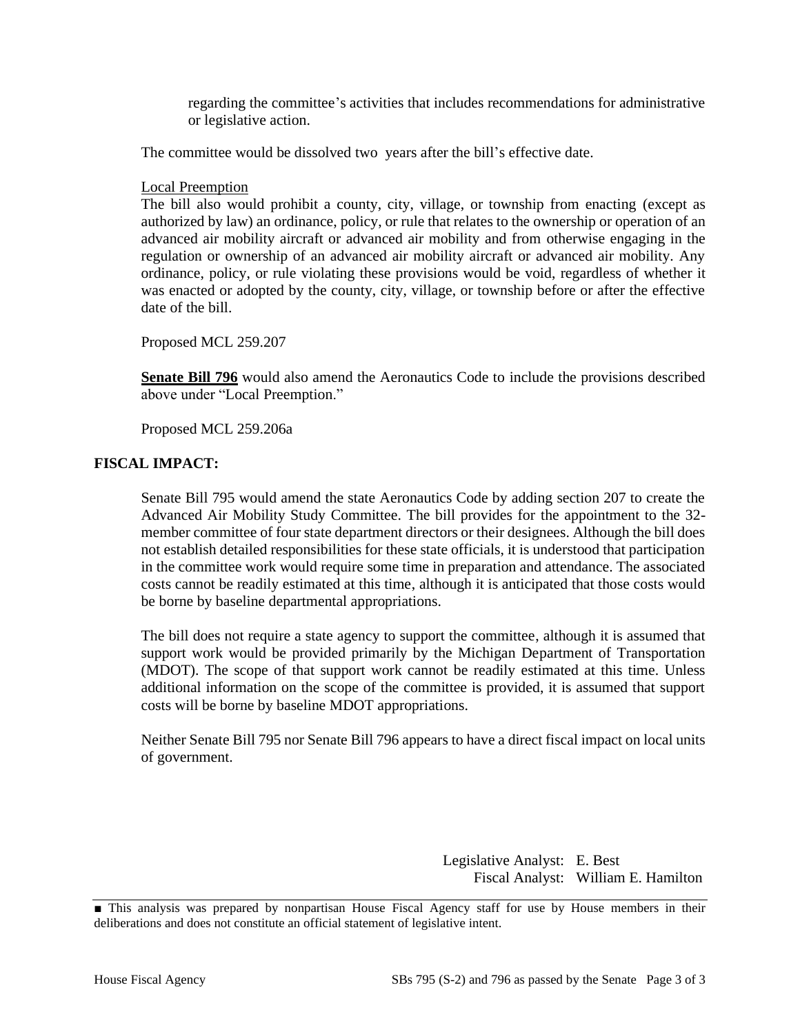regarding the committee's activities that includes recommendations for administrative or legislative action.

The committee would be dissolved two years after the bill's effective date.

Local Preemption

The bill also would prohibit a county, city, village, or township from enacting (except as authorized by law) an ordinance, policy, or rule that relates to the ownership or operation of an advanced air mobility aircraft or advanced air mobility and from otherwise engaging in the regulation or ownership of an advanced air mobility aircraft or advanced air mobility. Any ordinance, policy, or rule violating these provisions would be void, regardless of whether it was enacted or adopted by the county, city, village, or township before or after the effective date of the bill.

Proposed MCL 259.207

**Senate Bill 796** would also amend the Aeronautics Code to include the provisions described above under "Local Preemption."

Proposed MCL 259.206a

## FISCAL IMPACT:

Senate Bill 795 would amend the state Aeronautics Code by adding section 207 to create the Advanced Air Mobility Study Committee. The bill provides for the appointment to the 32-member committee of four state department directors or their designees. Although the bill does not establish detailed responsibilities for these state officials, it is understood that participation in the committee work would require some time in preparation and attendance. The associated costs cannot be readily estimated at this time, although it is anticipated that those costs would be borne by baseline departmental appropriations.

The bill does not require a state agency to support the committee, although it is assumed that support work would be provided primarily by the Michigan Department of Transportation (MDOT). The scope of that support work cannot be readily estimated at this time. Unless additional information on the scope of the committee is provided, it is assumed that support costs will be borne by baseline MDOT appropriations.

Neither Senate Bill 795 nor Senate Bill 796 appears to have a direct fiscal impact on local units of government.

Legislative Analyst: E. Best
Fiscal Analyst: William E. Hamilton

■ This analysis was prepared by nonpartisan House Fiscal Agency staff for use by House members in their deliberations and does not constitute an official statement of legislative intent.